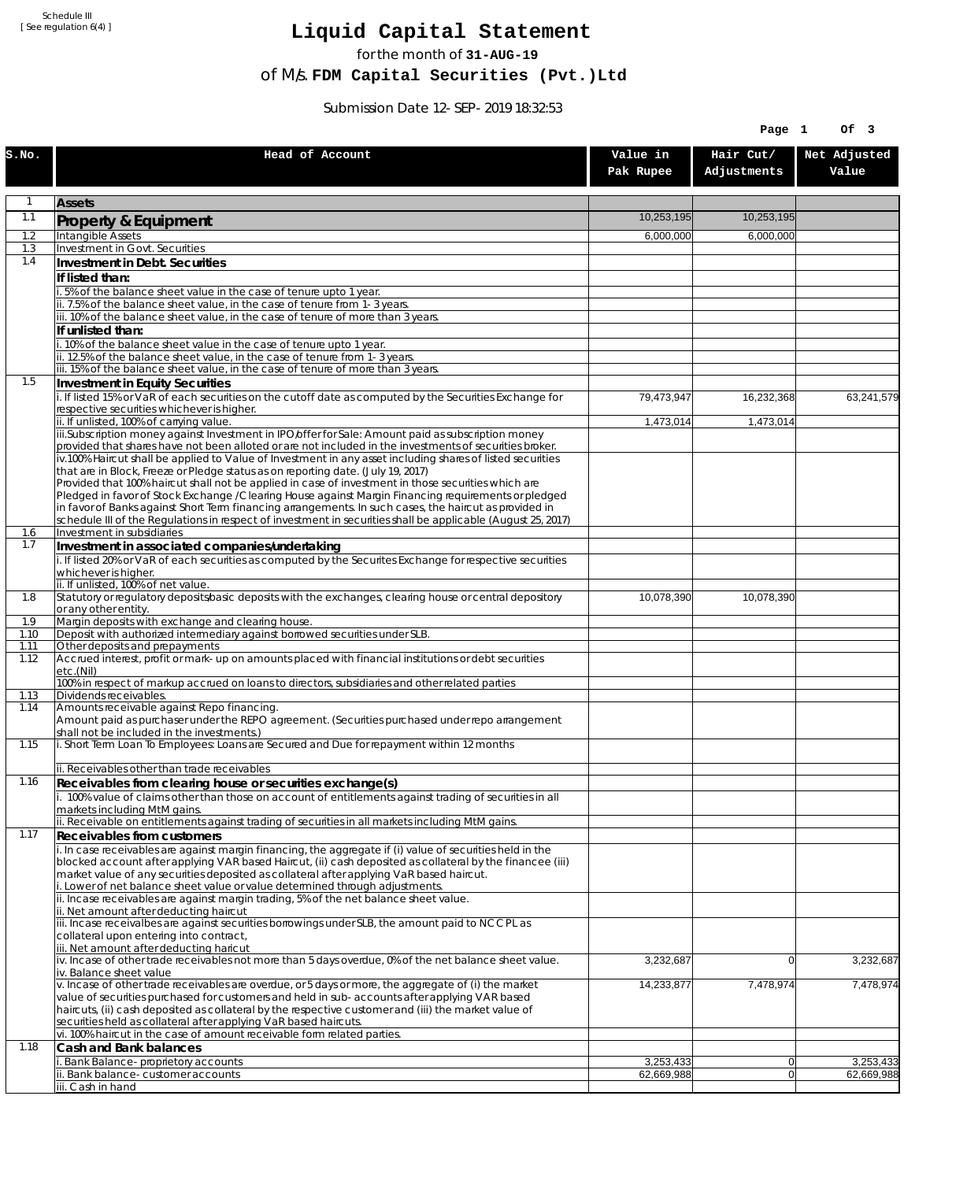Schedule III
[ See regulation 6(4) ]

# Liquid Capital Statement

for the month of **31-AUG-19**

of M/s. **FDM Capital Securities (Pvt.)Ltd**

Submission Date 12-SEP-2019 18:32:53

| S.No. | Head of Account | Value in Pak Rupee | Hair Cut/ Adjustments | Net Adjusted Value |
|---|---|---|---|---|
| 1 | **Assets** | | | |
| 1.1 | **Property & Equipment** | 10,253,195 | 10,253,195 | |
| 1.2 | Intangible Assets | 6,000,000 | 6,000,000 | |
| 1.3 | Investment in Govt. Securities | | | |
| 1.4 | **Investment in Debt. Securities** | | | |
| | **If listed than:** | | | |
| | i. 5% of the balance sheet value in the case of tenure upto 1 year. | | | |
| | ii. 7.5% of the balance sheet value, in the case of tenure from 1-3 years. | | | |
| | iii. 10% of the balance sheet value, in the case of tenure of more than 3 years. | | | |
| | **If unlisted than:** | | | |
| | i. 10% of the balance sheet value in the case of tenure upto 1 year. | | | |
| | ii. 12.5% of the balance sheet value, in the case of tenure from 1-3 years. | | | |
| | iii. 15% of the balance sheet value, in the case of tenure of more than 3 years. | | | |
| 1.5 | **Investment in Equity Securities** | | | |
| | i. If listed 15% or VaR of each securities on the cutoff date as computed by the Securities Exchange for respective securities whichever is higher. | 79,473,947 | 16,232,368 | 63,241,579 |
| | ii. If unlisted, 100% of carrying value. | 1,473,014 | 1,473,014 | |
| | iii.Subscription money against Investment in IPO/offer for Sale: Amount paid as subscription money provided that shares have not been alloted or are not included in the investments of securities broker. | | | |
| | iv.100% Haircut shall be applied to Value of Investment in any asset including shares of listed securities that are in Block, Freeze or Pledge status as on reporting date. (July 19, 2017) Provided that 100% haircut shall not be applied in case of investment in those securities which are Pledged in favor of Stock Exchange / Clearing House against Margin Financing requirements or pledged in favor of Banks against Short Term financing arrangements. In such cases, the haircut as provided in schedule III of the Regulations in respect of investment in securities shall be applicable (August 25, 2017) | | | |
| 1.6 | Investment in subsidiaries | | | |
| 1.7 | **Investment in associated companies/undertaking** | | | |
| | i. If listed 20% or VaR of each securities as computed by the Securites Exchange for respective securities whichever is higher. | | | |
| | ii. If unlisted, 100% of net value. | | | |
| 1.8 | Statutory or regulatory deposits/basic deposits with the exchanges, clearing house or central depository or any other entity. | 10,078,390 | 10,078,390 | |
| 1.9 | Margin deposits with exchange and clearing house. | | | |
| 1.10 | Deposit with authorized intermediary against borrowed securities under SLB. | | | |
| 1.11 | Other deposits and prepayments | | | |
| 1.12 | Accrued interest, profit or mark-up on amounts placed with financial institutions or debt securities etc.(Nil) | | | |
| | 100% in respect of markup accrued on loans to directors, subsidiaries and other related parties | | | |
| 1.13 | Dividends receivables. | | | |
| 1.14 | Amounts receivable against Repo financing. Amount paid as purchaser under the REPO agreement. (Securities purchased under repo arrangement shall not be included in the investments.) | | | |
| 1.15 | i. Short Term Loan To Employees: Loans are Secured and Due for repayment within 12 months | | | |
| | ii. Receivables other than trade receivables | | | |
| 1.16 | **Receivables from clearing house or securities exchange(s)** | | | |
| | i. 100% value of claims other than those on account of entitlements against trading of securities in all markets including MtM gains. | | | |
| | ii. Receivable on entitlements against trading of securities in all markets including MtM gains. | | | |
| 1.17 | **Receivables from customers** | | | |
| | i. In case receivables are against margin financing, the aggregate if (i) value of securities held in the blocked account after applying VAR based Haircut, (ii) cash deposited as collateral by the financee (iii) market value of any securities deposited as collateral after applying VaR based haircut. i. Lower of net balance sheet value or value determined through adjustments. | | | |
| | ii. Incase receivables are against margin trading, 5% of the net balance sheet value. ii. Net amount after deducting haircut | | | |
| | iii. Incase receivalbes are against securities borrowings under SLB, the amount paid to NCCPL as collateral upon entering into contract, iii. Net amount after deducting haricut | | | |
| | iv. Incase of other trade receivables not more than 5 days overdue, 0% of the net balance sheet value. iv. Balance sheet value | 3,232,687 | 0 | 3,232,687 |
| | v. Incase of other trade receivables are overdue, or 5 days or more, the aggregate of (i) the market value of securities purchased for customers and held in sub-accounts after applying VAR based haircuts, (ii) cash deposited as collateral by the respective customer and (iii) the market value of securities held as collateral after applying VaR based haircuts. | 14,233,877 | 7,478,974 | 7,478,974 |
| | vi. 100% haircut in the case of amount receivable form related parties. | | | |
| 1.18 | **Cash and Bank balances** | | | |
| | i. Bank Balance-proprietory accounts | 3,253,433 | 0 | 3,253,433 |
| | ii. Bank balance-customer accounts | 62,669,988 | 0 | 62,669,988 |
| | iii. Cash in hand | | | |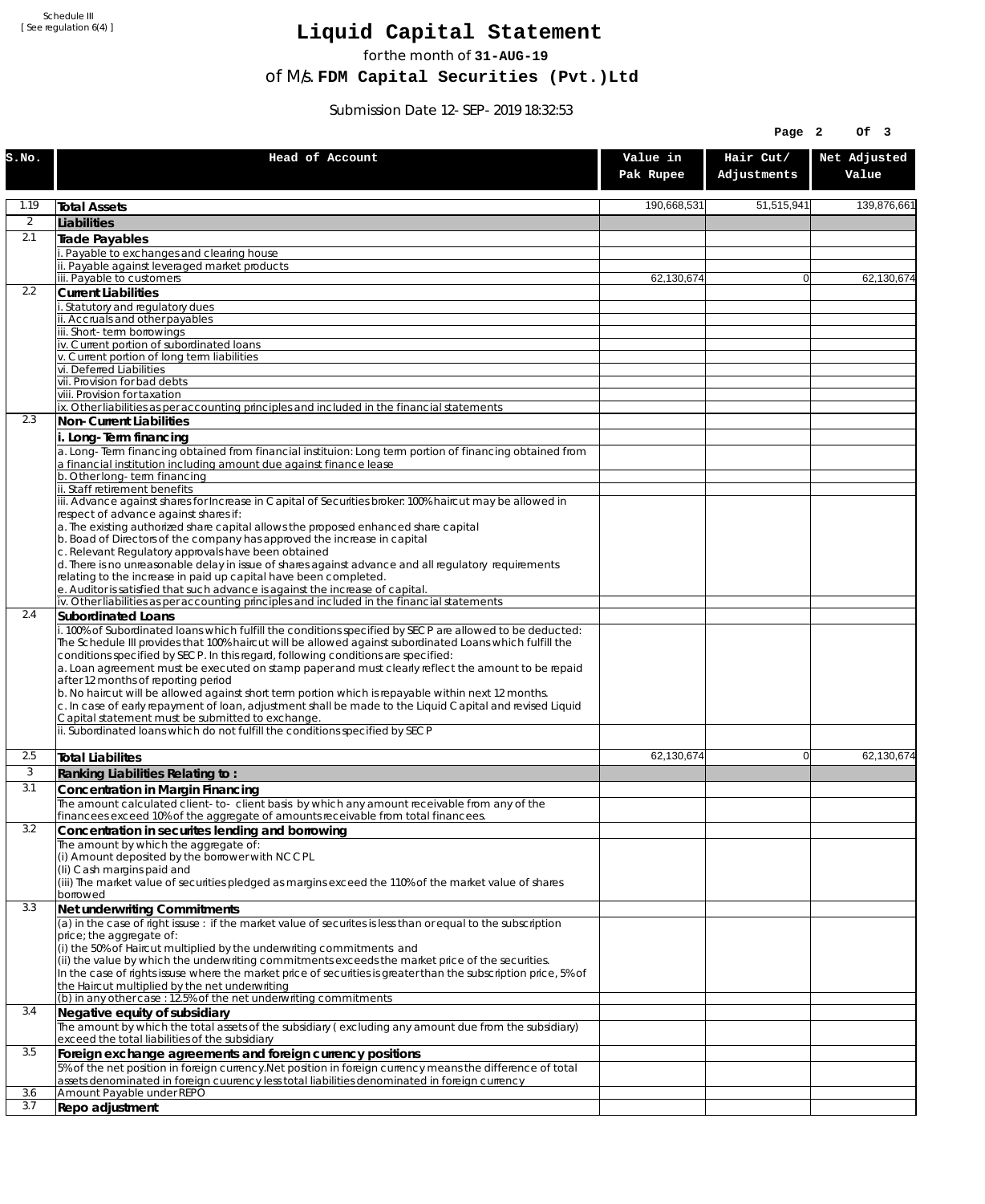Schedule III
[ See regulation 6(4) ]

# Liquid Capital Statement

for the month of **31-AUG-19**

of M/s. **FDM Capital Securities (Pvt.)Ltd**

Submission Date 12-SEP-2019 18:32:53

| S.No. | Head of Account | Value in Pak Rupee | Hair Cut/ Adjustments | Net Adjusted Value |
|---|---|---|---|---|
| 1.19 | **Total Assets** | 190,668,531 | 51,515,941 | 139,876,661 |
| 2 | **Liabilities** | | | |
| 2.1 | **Trade Payables** | | | |
| | i. Payable to exchanges and clearing house | | | |
| | ii. Payable against leveraged market products | | | |
| | iii. Payable to customers | 62,130,674 | 0 | 62,130,674 |
| 2.2 | **Current Liabilities** | | | |
| | i. Statutory and regulatory dues | | | |
| | ii. Accruals and other payables | | | |
| | iii. Short-term borrowings | | | |
| | iv. Current portion of subordinated loans | | | |
| | v. Current portion of long term liabilities | | | |
| | vi. Deferred Liabilities | | | |
| | vii. Provision for bad debts | | | |
| | viii. Provision for taxation | | | |
| | ix. Other liabilities as per accounting principles and included in the financial statements | | | |
| 2.3 | **Non-Current Liabilities** | | | |
| | **i. Long-Term financing** | | | |
| | a. Long-Term financing obtained from financial instituion: Long term portion of financing obtained from a financial institution including amount due against finance lease | | | |
| | b. Other long-term financing | | | |
| | ii. Staff retirement benefits | | | |
| | iii. Advance against shares for Increase in Capital of Securities broker: 100% haircut may be allowed in respect of advance against shares if:<br>a. The existing authorized share capital allows the proposed enhanced share capital<br>b. Boad of Directors of the company has approved the increase in capital<br>c. Relevant Regulatory approvals have been obtained<br>d. There is no unreasonable delay in issue of shares against advance and all regulatory requirements relating to the increase in paid up capital have been completed.<br>e. Auditor is satisfied that such advance is against the increase of capital. | | | |
| | iv. Other liabilities as per accounting principles and included in the financial statements | | | |
| 2.4 | **Subordinated Loans** | | | |
| | i. 100% of Subordinated loans which fulfill the conditions specified by SECP are allowed to be deducted: The Schedule III provides that 100% haircut will be allowed against subordinated Loans which fulfill the conditions specified by SECP. In this regard, following conditions are specified:<br>a. Loan agreement must be executed on stamp paper and must clearly reflect the amount to be repaid after 12 months of reporting period<br>b. No haircut will be allowed against short term portion which is repayable within next 12 months.<br>c. In case of early repayment of loan, adjustment shall be made to the Liquid Capital and revised Liquid Capital statement must be submitted to exchange. | | | |
| | ii. Subordinated loans which do not fulfill the conditions specified by SECP | | | |
| 2.5 | **Total Liabilites** | 62,130,674 | 0 | 62,130,674 |
| 3 | **Ranking Liabilities Relating to :** | | | |
| 3.1 | **Concentration in Margin Financing** | | | |
| | The amount calculated client-to- client basis by which any amount receivable from any of the financees exceed 10% of the aggregate of amounts receivable from total financees. | | | |
| 3.2 | **Concentration in securites lending and borrowing** | | | |
| | The amount by which the aggregate of:<br>(i) Amount deposited by the borrower with NCCPL<br>(Ii) Cash margins paid and<br>(iii) The market value of securities pledged as margins exceed the 110% of the market value of shares borrowed | | | |
| 3.3 | **Net underwriting Commitments** | | | |
| | (a) in the case of right issuse : if the market value of securites is less than or equal to the subscription price; the aggregate of:<br>(i) the 50% of Haircut multiplied by the underwriting commitments and<br>(ii) the value by which the underwriting commitments exceeds the market price of the securities.<br>In the case of rights issuse where the market price of securities is greater than the subscription price, 5% of the Haircut multiplied by the net underwriting | | | |
| | (b) in any other case : 12.5% of the net underwriting commitments | | | |
| 3.4 | **Negative equity of subsidiary** | | | |
| | The amount by which the total assets of the subsidiary ( excluding any amount due from the subsidiary) exceed the total liabilities of the subsidiary | | | |
| 3.5 | **Foreign exchange agreements and foreign currency positions** | | | |
| | 5% of the net position in foreign currency.Net position in foreign currency means the difference of total assets denominated in foreign cuurency less total liabilities denominated in foreign currency | | | |
| 3.6 | Amount Payable under REPO | | | |
| 3.7 | **Repo adjustment** | | | |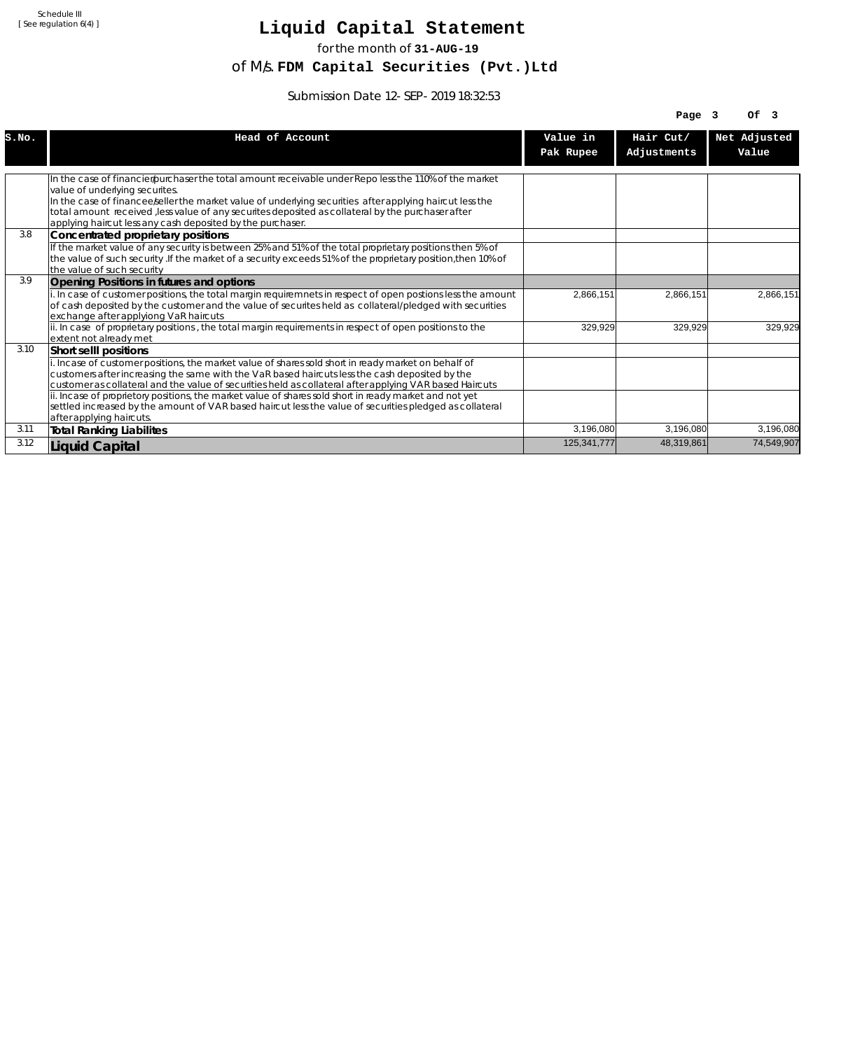Schedule III
[ See regulation 6(4) ]

# Liquid Capital Statement

for the month of **31-AUG-19**

of M/s. **FDM Capital Securities (Pvt.)Ltd**

Submission Date 12-SEP-2019 18:32:53

| S.No. | Head of Account | Value in Pak Rupee | Hair Cut/ Adjustments | Net Adjusted Value |
|---|---|---|---|---|
| | In the case of financier/purchaser the total amount receivable under Repo less the 110% of the market value of underlying securites.<br>In the case of financee/seller the market value of underlying securities after applying haircut less the total amount received ,less value of any securites deposited as collateral by the purchaser after applying haircut less any cash deposited by the purchaser. | | | |
| 3.8 | **Concentrated proprietary positions** | | | |
| | If the market value of any security is between 25% and 51% of the total proprietary positions then 5% of the value of such security .If the market of a security exceeds 51% of the proprietary position,then 10% of the value of such security | | | |
| 3.9 | **Opening Positions in futures and options** | | | |
| | i. In case of customer positions, the total margin requiremnets in respect of open postions less the amount of cash deposited by the customer and the value of securites held as collateral/pledged with securities exchange after applyiong VaR haircuts | 2,866,151 | 2,866,151 | 2,866,151 |
| | ii. In case of proprietary positions , the total margin requirements in respect of open positions to the extent not already met | 329,929 | 329,929 | 329,929 |
| 3.10 | **Short selll positions** | | | |
| | i. Incase of customer positions, the market value of shares sold short in ready market on behalf of customers after increasing the same with the VaR based haircuts less the cash deposited by the customer as collateral and the value of securities held as collateral after applying VAR based Haircuts | | | |
| | ii. Incase of proprietory positions, the market value of shares sold short in ready market and not yet settled increased by the amount of VAR based haircut less the value of securities pledged as collateral after applying haircuts. | | | |
| 3.11 | **Total Ranking Liabilites** | 3,196,080 | 3,196,080 | 3,196,080 |
| 3.12 | **Liquid Capital** | 125,341,777 | 48,319,861 | 74,549,907 |